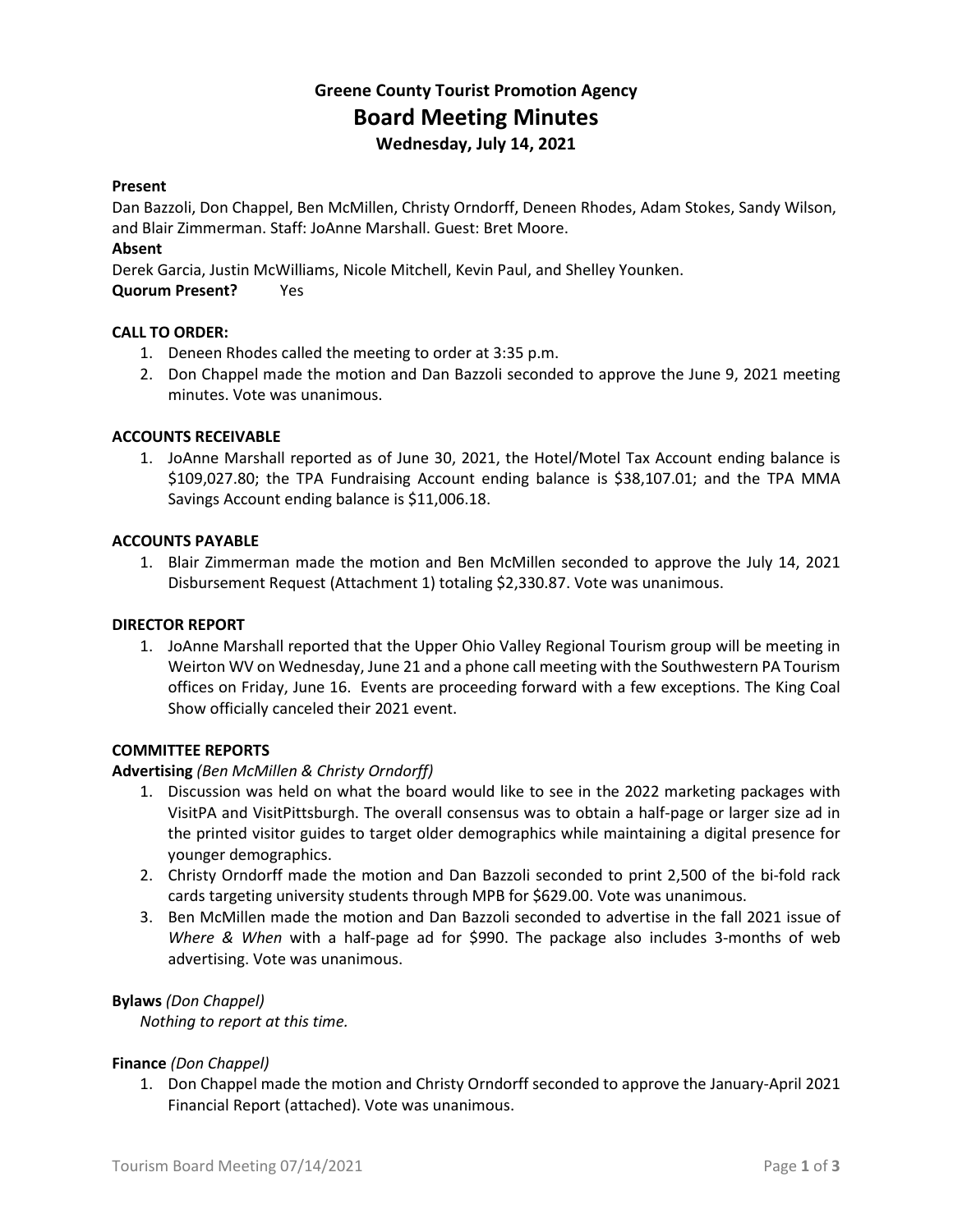# Greene County Tourist Promotion Agency
## Board Meeting Minutes
### Wednesday, July 14, 2021

**Present**
Dan Bazzoli, Don Chappel, Ben McMillen, Christy Orndorff, Deneen Rhodes, Adam Stokes, Sandy Wilson, and Blair Zimmerman. Staff: JoAnne Marshall. Guest: Bret Moore.

**Absent**
Derek Garcia, Justin McWilliams, Nicole Mitchell, Kevin Paul, and Shelley Younken.

**Quorum Present?** Yes

**CALL TO ORDER:**

1. Deneen Rhodes called the meeting to order at 3:35 p.m.
2. Don Chappel made the motion and Dan Bazzoli seconded to approve the June 9, 2021 meeting minutes. Vote was unanimous.

**ACCOUNTS RECEIVABLE**

1. JoAnne Marshall reported as of June 30, 2021, the Hotel/Motel Tax Account ending balance is $109,027.80; the TPA Fundraising Account ending balance is $38,107.01; and the TPA MMA Savings Account ending balance is $11,006.18.

**ACCOUNTS PAYABLE**

1. Blair Zimmerman made the motion and Ben McMillen seconded to approve the July 14, 2021 Disbursement Request (Attachment 1) totaling $2,330.87. Vote was unanimous.

**DIRECTOR REPORT**

1. JoAnne Marshall reported that the Upper Ohio Valley Regional Tourism group will be meeting in Weirton WV on Wednesday, June 21 and a phone call meeting with the Southwestern PA Tourism offices on Friday, June 16. Events are proceeding forward with a few exceptions. The King Coal Show officially canceled their 2021 event.

**COMMITTEE REPORTS**

**Advertising** *(Ben McMillen & Christy Orndorff)*

1. Discussion was held on what the board would like to see in the 2022 marketing packages with VisitPA and VisitPittsburgh. The overall consensus was to obtain a half-page or larger size ad in the printed visitor guides to target older demographics while maintaining a digital presence for younger demographics.
2. Christy Orndorff made the motion and Dan Bazzoli seconded to print 2,500 of the bi-fold rack cards targeting university students through MPB for $629.00. Vote was unanimous.
3. Ben McMillen made the motion and Dan Bazzoli seconded to advertise in the fall 2021 issue of *Where & When* with a half-page ad for $990. The package also includes 3-months of web advertising. Vote was unanimous.

**Bylaws** *(Don Chappel)*

*Nothing to report at this time.*

**Finance** *(Don Chappel)*

1. Don Chappel made the motion and Christy Orndorff seconded to approve the January-April 2021 Financial Report (attached). Vote was unanimous.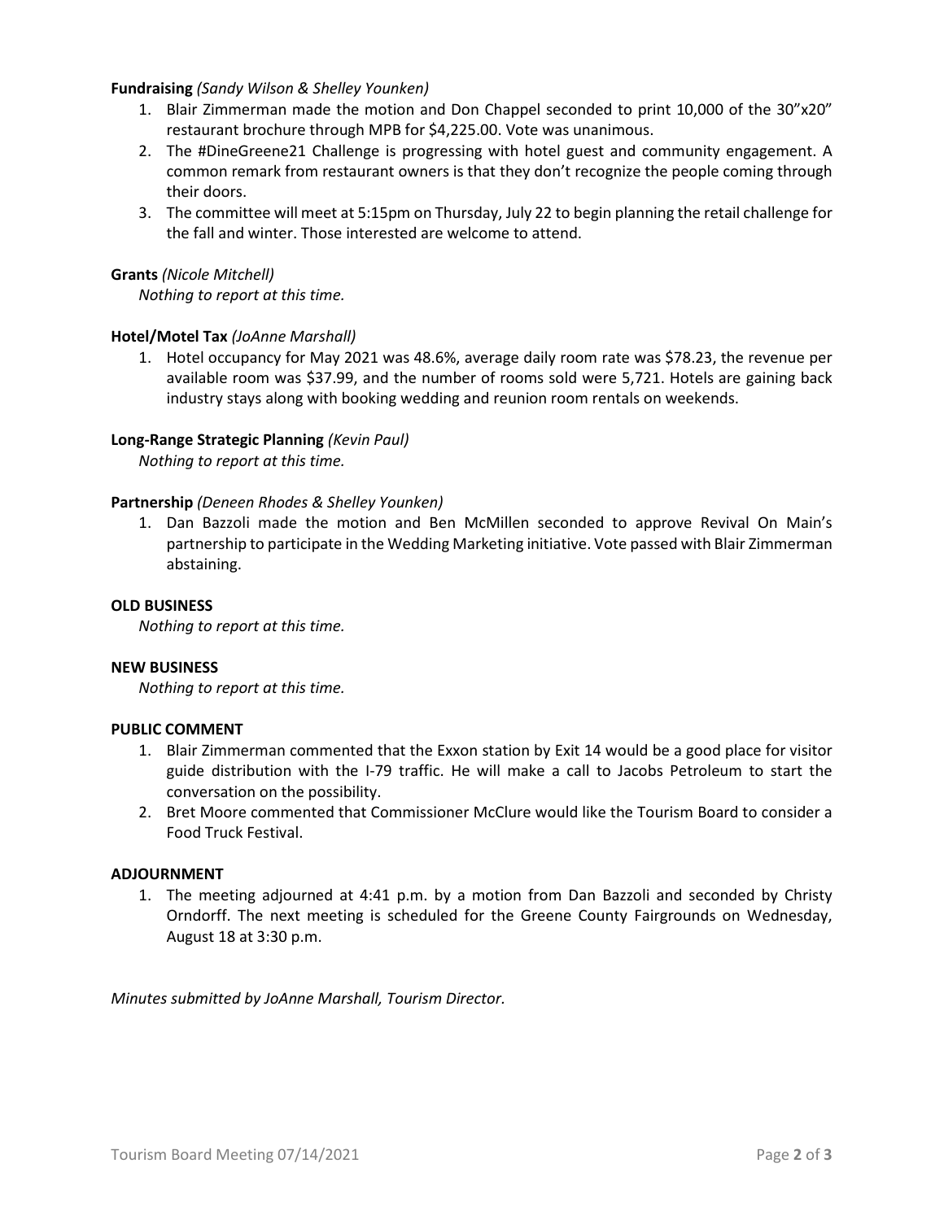**Fundraising** *(Sandy Wilson & Shelley Younken)*

1. Blair Zimmerman made the motion and Don Chappel seconded to print 10,000 of the 30"x20" restaurant brochure through MPB for $4,225.00. Vote was unanimous.
2. The #DineGreene21 Challenge is progressing with hotel guest and community engagement. A common remark from restaurant owners is that they don't recognize the people coming through their doors.
3. The committee will meet at 5:15pm on Thursday, July 22 to begin planning the retail challenge for the fall and winter. Those interested are welcome to attend.

**Grants** *(Nicole Mitchell)*

*Nothing to report at this time.*

**Hotel/Motel Tax** *(JoAnne Marshall)*

1. Hotel occupancy for May 2021 was 48.6%, average daily room rate was $78.23, the revenue per available room was $37.99, and the number of rooms sold were 5,721. Hotels are gaining back industry stays along with booking wedding and reunion room rentals on weekends.

**Long-Range Strategic Planning** *(Kevin Paul)*

*Nothing to report at this time.*

**Partnership** *(Deneen Rhodes & Shelley Younken)*

1. Dan Bazzoli made the motion and Ben McMillen seconded to approve Revival On Main's partnership to participate in the Wedding Marketing initiative. Vote passed with Blair Zimmerman abstaining.

**OLD BUSINESS**

*Nothing to report at this time.*

**NEW BUSINESS**

*Nothing to report at this time.*

**PUBLIC COMMENT**

1. Blair Zimmerman commented that the Exxon station by Exit 14 would be a good place for visitor guide distribution with the I-79 traffic. He will make a call to Jacobs Petroleum to start the conversation on the possibility.
2. Bret Moore commented that Commissioner McClure would like the Tourism Board to consider a Food Truck Festival.

**ADJOURNMENT**

1. The meeting adjourned at 4:41 p.m. by a motion from Dan Bazzoli and seconded by Christy Orndorff. The next meeting is scheduled for the Greene County Fairgrounds on Wednesday, August 18 at 3:30 p.m.

*Minutes submitted by JoAnne Marshall, Tourism Director.*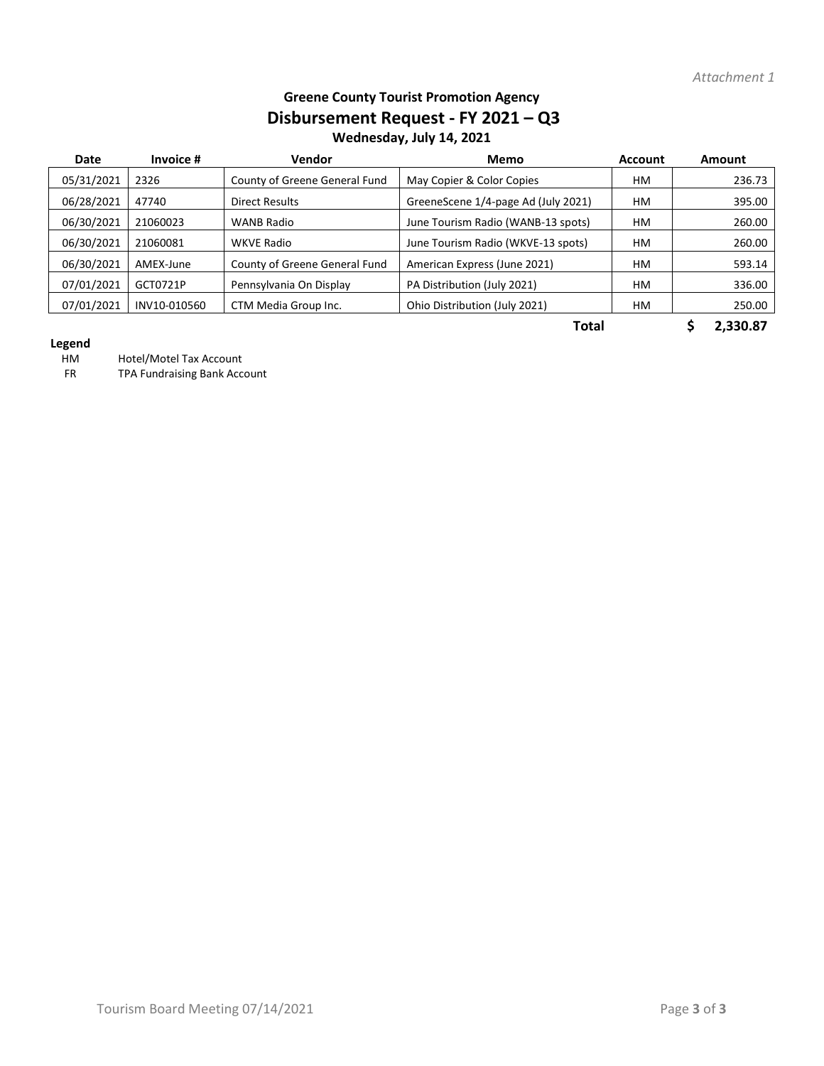*Attachment 1*

## Greene County Tourist Promotion Agency

# Disbursement Request - FY 2021 – Q3

### Wednesday, July 14, 2021

| Date | Invoice # | Vendor | Memo | Account | Amount |
|---|---|---|---|---|---|
| 05/31/2021 | 2326 | County of Greene General Fund | May Copier & Color Copies | HM | 236.73 |
| 06/28/2021 | 47740 | Direct Results | GreeneScene 1/4-page Ad (July 2021) | HM | 395.00 |
| 06/30/2021 | 21060023 | WANB Radio | June Tourism Radio (WANB-13 spots) | HM | 260.00 |
| 06/30/2021 | 21060081 | WKVE Radio | June Tourism Radio (WKVE-13 spots) | HM | 260.00 |
| 06/30/2021 | AMEX-June | County of Greene General Fund | American Express (June 2021) | HM | 593.14 |
| 07/01/2021 | GCT0721P | Pennsylvania On Display | PA Distribution (July 2021) | HM | 336.00 |
| 07/01/2021 | INV10-010560 | CTM Media Group Inc. | Ohio Distribution (July 2021) | HM | 250.00 |
| | | | **Total** | | **$ 2,330.87** |

**Legend**

HM Hotel/Motel Tax Account

FR TPA Fundraising Bank Account